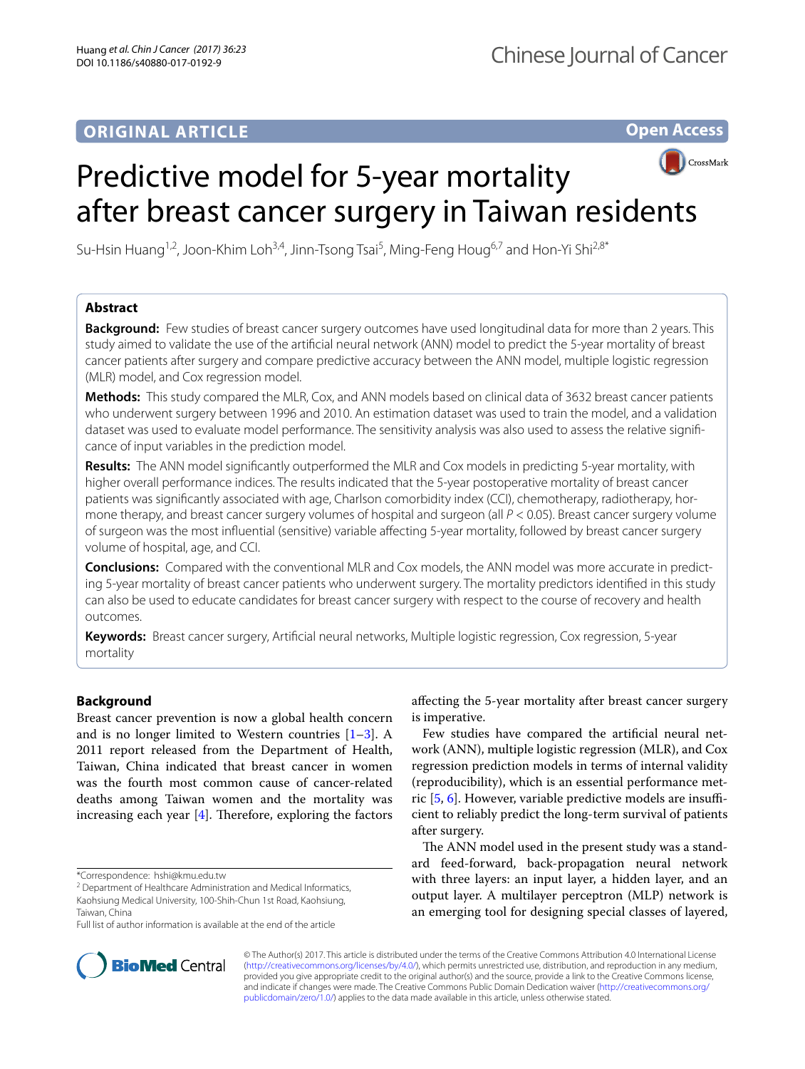ORIGINAL ARTICLE

Open Access

# Predictive model for 5-year mortality after breast cancer surgery in Taiwan residents

Su-Hsin Huang[1,2], Joon-Khim Loh[3,4], Jinn-Tsong Tsai[5], Ming-Feng Houg[6,7] and Hon-Yi Shi[2,8*]

## Abstract

**Background:** Few studies of breast cancer surgery outcomes have used longitudinal data for more than 2 years. This study aimed to validate the use of the artificial neural network (ANN) model to predict the 5-year mortality of breast cancer patients after surgery and compare predictive accuracy between the ANN model, multiple logistic regression (MLR) model, and Cox regression model.

**Methods:** This study compared the MLR, Cox, and ANN models based on clinical data of 3632 breast cancer patients who underwent surgery between 1996 and 2010. An estimation dataset was used to train the model, and a validation dataset was used to evaluate model performance. The sensitivity analysis was also used to assess the relative significance of input variables in the prediction model.

**Results:** The ANN model significantly outperformed the MLR and Cox models in predicting 5-year mortality, with higher overall performance indices. The results indicated that the 5-year postoperative mortality of breast cancer patients was significantly associated with age, Charlson comorbidity index (CCI), chemotherapy, radiotherapy, hormone therapy, and breast cancer surgery volumes of hospital and surgeon (all $P < 0.05$). Breast cancer surgery volume of surgeon was the most influential (sensitive) variable affecting 5-year mortality, followed by breast cancer surgery volume of hospital, age, and CCI.

**Conclusions:** Compared with the conventional MLR and Cox models, the ANN model was more accurate in predicting 5-year mortality of breast cancer patients who underwent surgery. The mortality predictors identified in this study can also be used to educate candidates for breast cancer surgery with respect to the course of recovery and health outcomes.

**Keywords:** Breast cancer surgery, Artificial neural networks, Multiple logistic regression, Cox regression, 5-year mortality

## Background

Breast cancer prevention is now a global health concern and is no longer limited to Western countries [1–3]. A 2011 report released from the Department of Health, Taiwan, China indicated that breast cancer in women was the fourth most common cause of cancer-related deaths among Taiwan women and the mortality was increasing each year [4]. Therefore, exploring the factors affecting the 5-year mortality after breast cancer surgery is imperative.

Few studies have compared the artificial neural network (ANN), multiple logistic regression (MLR), and Cox regression prediction models in terms of internal validity (reproducibility), which is an essential performance metric [5, 6]. However, variable predictive models are insufficient to reliably predict the long-term survival of patients after surgery.

The ANN model used in the present study was a standard feed-forward, back-propagation neural network with three layers: an input layer, a hidden layer, and an output layer. A multilayer perceptron (MLP) network is an emerging tool for designing special classes of layered,

*Correspondence: hshi@kmu.edu.tw
[2] Department of Healthcare Administration and Medical Informatics, Kaohsiung Medical University, 100-Shih-Chun 1st Road, Kaohsiung, Taiwan, China
Full list of author information is available at the end of the article

© The Author(s) 2017. This article is distributed under the terms of the Creative Commons Attribution 4.0 International License (http://creativecommons.org/licenses/by/4.0/), which permits unrestricted use, distribution, and reproduction in any medium, provided you give appropriate credit to the original author(s) and the source, provide a link to the Creative Commons license, and indicate if changes were made. The Creative Commons Public Domain Dedication waiver (http://creativecommons.org/publicdomain/zero/1.0/) applies to the data made available in this article, unless otherwise stated.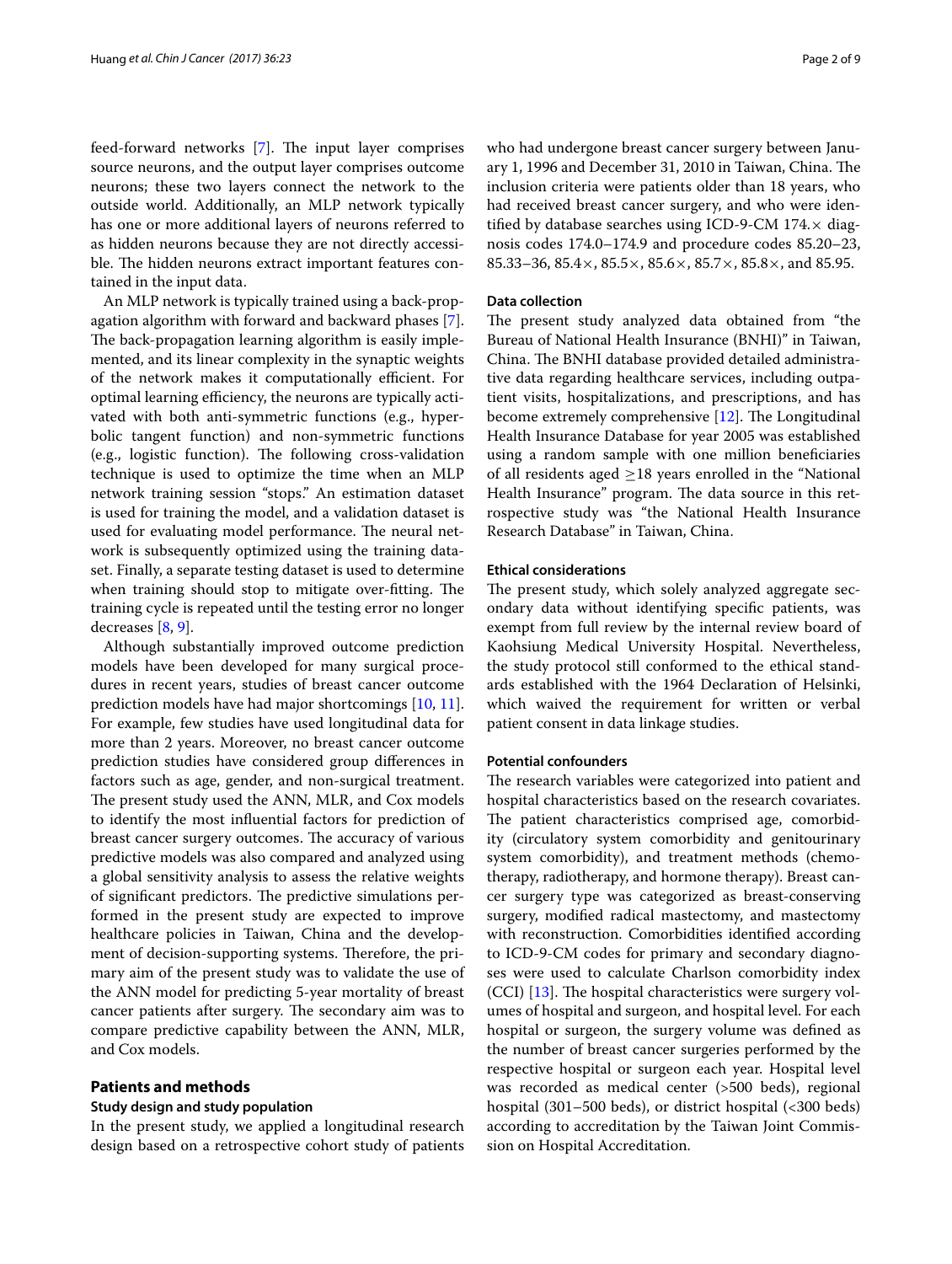feed-forward networks [7]. The input layer comprises source neurons, and the output layer comprises outcome neurons; these two layers connect the network to the outside world. Additionally, an MLP network typically has one or more additional layers of neurons referred to as hidden neurons because they are not directly accessible. The hidden neurons extract important features contained in the input data.

An MLP network is typically trained using a back-propagation algorithm with forward and backward phases [7]. The back-propagation learning algorithm is easily implemented, and its linear complexity in the synaptic weights of the network makes it computationally efficient. For optimal learning efficiency, the neurons are typically activated with both anti-symmetric functions (e.g., hyperbolic tangent function) and non-symmetric functions (e.g., logistic function). The following cross-validation technique is used to optimize the time when an MLP network training session "stops." An estimation dataset is used for training the model, and a validation dataset is used for evaluating model performance. The neural network is subsequently optimized using the training dataset. Finally, a separate testing dataset is used to determine when training should stop to mitigate over-fitting. The training cycle is repeated until the testing error no longer decreases [8, 9].

Although substantially improved outcome prediction models have been developed for many surgical procedures in recent years, studies of breast cancer outcome prediction models have had major shortcomings [10, 11]. For example, few studies have used longitudinal data for more than 2 years. Moreover, no breast cancer outcome prediction studies have considered group differences in factors such as age, gender, and non-surgical treatment. The present study used the ANN, MLR, and Cox models to identify the most influential factors for prediction of breast cancer surgery outcomes. The accuracy of various predictive models was also compared and analyzed using a global sensitivity analysis to assess the relative weights of significant predictors. The predictive simulations performed in the present study are expected to improve healthcare policies in Taiwan, China and the development of decision-supporting systems. Therefore, the primary aim of the present study was to validate the use of the ANN model for predicting 5-year mortality of breast cancer patients after surgery. The secondary aim was to compare predictive capability between the ANN, MLR, and Cox models.

## Patients and methods

### Study design and study population

In the present study, we applied a longitudinal research design based on a retrospective cohort study of patients who had undergone breast cancer surgery between January 1, 1996 and December 31, 2010 in Taiwan, China. The inclusion criteria were patients older than 18 years, who had received breast cancer surgery, and who were identified by database searches using ICD-9-CM 174.× diagnosis codes 174.0–174.9 and procedure codes 85.20–23, 85.33–36, 85.4×, 85.5×, 85.6×, 85.7×, 85.8×, and 85.95.

### Data collection

The present study analyzed data obtained from "the Bureau of National Health Insurance (BNHI)" in Taiwan, China. The BNHI database provided detailed administrative data regarding healthcare services, including outpatient visits, hospitalizations, and prescriptions, and has become extremely comprehensive [12]. The Longitudinal Health Insurance Database for year 2005 was established using a random sample with one million beneficiaries of all residents aged $\geq$18 years enrolled in the "National Health Insurance" program. The data source in this retrospective study was "the National Health Insurance Research Database" in Taiwan, China.

### Ethical considerations

The present study, which solely analyzed aggregate secondary data without identifying specific patients, was exempt from full review by the internal review board of Kaohsiung Medical University Hospital. Nevertheless, the study protocol still conformed to the ethical standards established with the 1964 Declaration of Helsinki, which waived the requirement for written or verbal patient consent in data linkage studies.

### Potential confounders

The research variables were categorized into patient and hospital characteristics based on the research covariates. The patient characteristics comprised age, comorbidity (circulatory system comorbidity and genitourinary system comorbidity), and treatment methods (chemotherapy, radiotherapy, and hormone therapy). Breast cancer surgery type was categorized as breast-conserving surgery, modified radical mastectomy, and mastectomy with reconstruction. Comorbidities identified according to ICD-9-CM codes for primary and secondary diagnoses were used to calculate Charlson comorbidity index (CCI) [13]. The hospital characteristics were surgery volumes of hospital and surgeon, and hospital level. For each hospital or surgeon, the surgery volume was defined as the number of breast cancer surgeries performed by the respective hospital or surgeon each year. Hospital level was recorded as medical center (>500 beds), regional hospital (301–500 beds), or district hospital (<300 beds) according to accreditation by the Taiwan Joint Commission on Hospital Accreditation.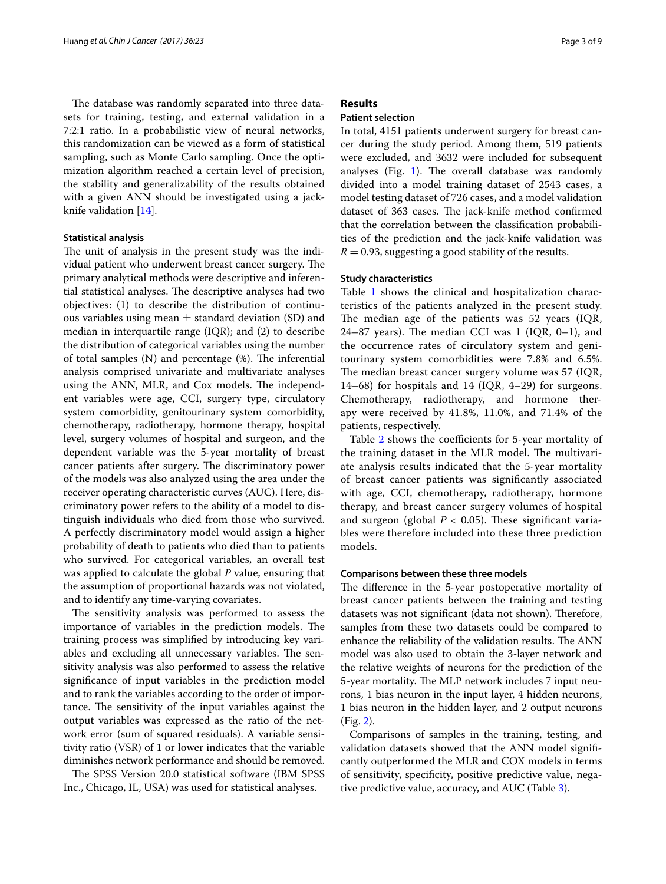The database was randomly separated into three datasets for training, testing, and external validation in a 7:2:1 ratio. In a probabilistic view of neural networks, this randomization can be viewed as a form of statistical sampling, such as Monte Carlo sampling. Once the optimization algorithm reached a certain level of precision, the stability and generalizability of the results obtained with a given ANN should be investigated using a jack-knife validation [14].

### Statistical analysis

The unit of analysis in the present study was the individual patient who underwent breast cancer surgery. The primary analytical methods were descriptive and inferential statistical analyses. The descriptive analyses had two objectives: (1) to describe the distribution of continuous variables using mean ± standard deviation (SD) and median in interquartile range (IQR); and (2) to describe the distribution of categorical variables using the number of total samples (N) and percentage (%). The inferential analysis comprised univariate and multivariate analyses using the ANN, MLR, and Cox models. The independent variables were age, CCI, surgery type, circulatory system comorbidity, genitourinary system comorbidity, chemotherapy, radiotherapy, hormone therapy, hospital level, surgery volumes of hospital and surgeon, and the dependent variable was the 5-year mortality of breast cancer patients after surgery. The discriminatory power of the models was also analyzed using the area under the receiver operating characteristic curves (AUC). Here, discriminatory power refers to the ability of a model to distinguish individuals who died from those who survived. A perfectly discriminatory model would assign a higher probability of death to patients who died than to patients who survived. For categorical variables, an overall test was applied to calculate the global *P* value, ensuring that the assumption of proportional hazards was not violated, and to identify any time-varying covariates.

The sensitivity analysis was performed to assess the importance of variables in the prediction models. The training process was simplified by introducing key variables and excluding all unnecessary variables. The sensitivity analysis was also performed to assess the relative significance of input variables in the prediction model and to rank the variables according to the order of importance. The sensitivity of the input variables against the output variables was expressed as the ratio of the network error (sum of squared residuals). A variable sensitivity ratio (VSR) of 1 or lower indicates that the variable diminishes network performance and should be removed.

The SPSS Version 20.0 statistical software (IBM SPSS Inc., Chicago, IL, USA) was used for statistical analyses.

## Results

### Patient selection

In total, 4151 patients underwent surgery for breast cancer during the study period. Among them, 519 patients were excluded, and 3632 were included for subsequent analyses (Fig. 1). The overall database was randomly divided into a model training dataset of 2543 cases, a model testing dataset of 726 cases, and a model validation dataset of 363 cases. The jack-knife method confirmed that the correlation between the classification probabilities of the prediction and the jack-knife validation was $R = 0.93$, suggesting a good stability of the results.

### Study characteristics

Table 1 shows the clinical and hospitalization characteristics of the patients analyzed in the present study. The median age of the patients was 52 years (IQR, 24–87 years). The median CCI was 1 (IQR, 0–1), and the occurrence rates of circulatory system and genitourinary system comorbidities were 7.8% and 6.5%. The median breast cancer surgery volume was 57 (IQR, 14–68) for hospitals and 14 (IQR, 4–29) for surgeons. Chemotherapy, radiotherapy, and hormone therapy were received by 41.8%, 11.0%, and 71.4% of the patients, respectively.

Table 2 shows the coefficients for 5-year mortality of the training dataset in the MLR model. The multivariate analysis results indicated that the 5-year mortality of breast cancer patients was significantly associated with age, CCI, chemotherapy, radiotherapy, hormone therapy, and breast cancer surgery volumes of hospital and surgeon (global $P < 0.05$). These significant variables were therefore included into these three prediction models.

### Comparisons between these three models

The difference in the 5-year postoperative mortality of breast cancer patients between the training and testing datasets was not significant (data not shown). Therefore, samples from these two datasets could be compared to enhance the reliability of the validation results. The ANN model was also used to obtain the 3-layer network and the relative weights of neurons for the prediction of the 5-year mortality. The MLP network includes 7 input neurons, 1 bias neuron in the input layer, 4 hidden neurons, 1 bias neuron in the hidden layer, and 2 output neurons (Fig. 2).

Comparisons of samples in the training, testing, and validation datasets showed that the ANN model significantly outperformed the MLR and COX models in terms of sensitivity, specificity, positive predictive value, negative predictive value, accuracy, and AUC (Table 3).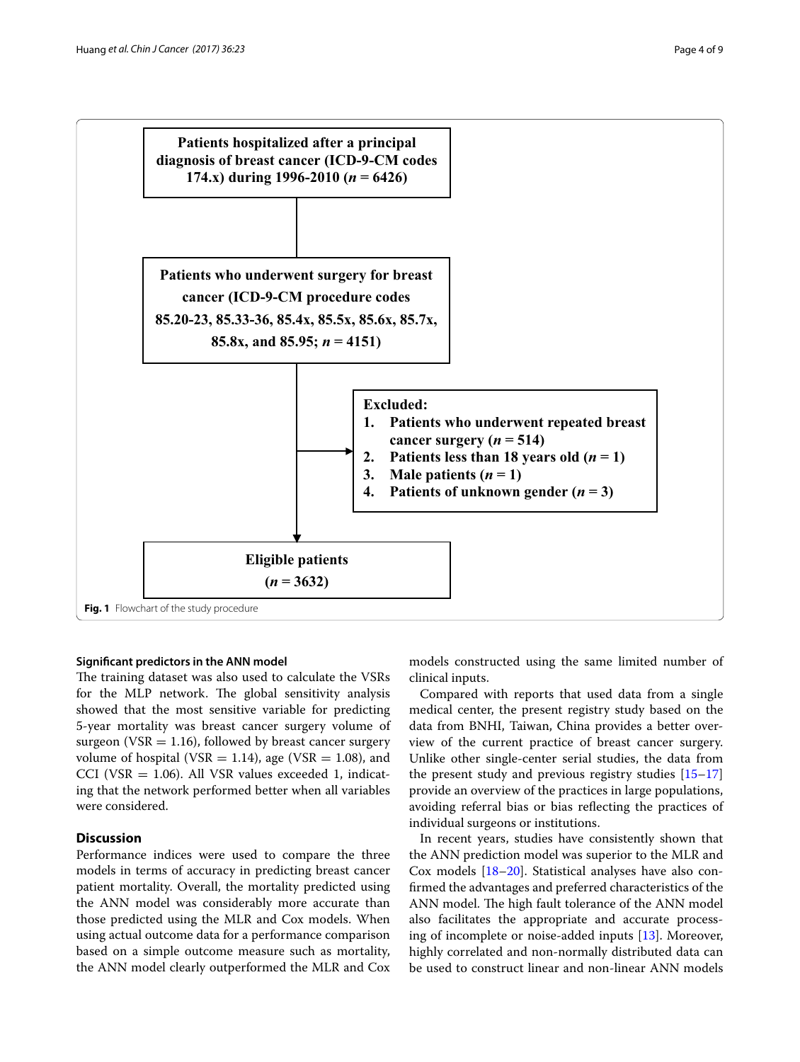Patients hospitalized after a principal diagnosis of breast cancer (ICD-9-CM codes 174.x) during 1996-2010 (*n* = 6426)

Patients who underwent surgery for breast cancer (ICD-9-CM procedure codes 85.20-23, 85.33-36, 85.4x, 85.5x, 85.6x, 85.7x, 85.8x, and 85.95; *n* = 4151)

Excluded:
1. Patients who underwent repeated breast cancer surgery (*n* = 514)
2. Patients less than 18 years old (*n* = 1)
3. Male patients (*n* = 1)
4. Patients of unknown gender (*n* = 3)

Eligible patients (*n* = 3632)

**Fig. 1** Flowchart of the study procedure

### Significant predictors in the ANN model

The training dataset was also used to calculate the VSRs for the MLP network. The global sensitivity analysis showed that the most sensitive variable for predicting 5-year mortality was breast cancer surgery volume of surgeon (VSR = 1.16), followed by breast cancer surgery volume of hospital (VSR = 1.14), age (VSR = 1.08), and CCI (VSR = 1.06). All VSR values exceeded 1, indicating that the network performed better when all variables were considered.

## Discussion

Performance indices were used to compare the three models in terms of accuracy in predicting breast cancer patient mortality. Overall, the mortality predicted using the ANN model was considerably more accurate than those predicted using the MLR and Cox models. When using actual outcome data for a performance comparison based on a simple outcome measure such as mortality, the ANN model clearly outperformed the MLR and Cox models constructed using the same limited number of clinical inputs.

Compared with reports that used data from a single medical center, the present registry study based on the data from BNHI, Taiwan, China provides a better overview of the current practice of breast cancer surgery. Unlike other single-center serial studies, the data from the present study and previous registry studies [15–17] provide an overview of the practices in large populations, avoiding referral bias or bias reflecting the practices of individual surgeons or institutions.

In recent years, studies have consistently shown that the ANN prediction model was superior to the MLR and Cox models [18–20]. Statistical analyses have also confirmed the advantages and preferred characteristics of the ANN model. The high fault tolerance of the ANN model also facilitates the appropriate and accurate processing of incomplete or noise-added inputs [13]. Moreover, highly correlated and non-normally distributed data can be used to construct linear and non-linear ANN models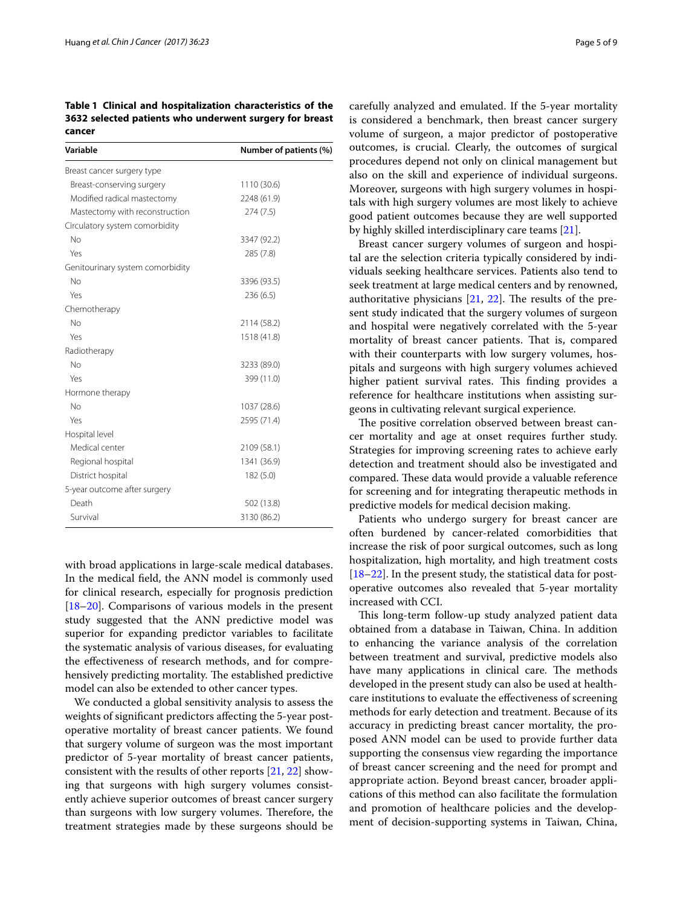**Table 1 Clinical and hospitalization characteristics of the 3632 selected patients who underwent surgery for breast cancer**

| Variable | Number of patients (%) |
|---|---|
| Breast cancer surgery type | |
| Breast-conserving surgery | 1110 (30.6) |
| Modified radical mastectomy | 2248 (61.9) |
| Mastectomy with reconstruction | 274 (7.5) |
| Circulatory system comorbidity | |
| No | 3347 (92.2) |
| Yes | 285 (7.8) |
| Genitourinary system comorbidity | |
| No | 3396 (93.5) |
| Yes | 236 (6.5) |
| Chemotherapy | |
| No | 2114 (58.2) |
| Yes | 1518 (41.8) |
| Radiotherapy | |
| No | 3233 (89.0) |
| Yes | 399 (11.0) |
| Hormone therapy | |
| No | 1037 (28.6) |
| Yes | 2595 (71.4) |
| Hospital level | |
| Medical center | 2109 (58.1) |
| Regional hospital | 1341 (36.9) |
| District hospital | 182 (5.0) |
| 5-year outcome after surgery | |
| Death | 502 (13.8) |
| Survival | 3130 (86.2) |

with broad applications in large-scale medical databases. In the medical field, the ANN model is commonly used for clinical research, especially for prognosis prediction [18–20]. Comparisons of various models in the present study suggested that the ANN predictive model was superior for expanding predictor variables to facilitate the systematic analysis of various diseases, for evaluating the effectiveness of research methods, and for comprehensively predicting mortality. The established predictive model can also be extended to other cancer types.

We conducted a global sensitivity analysis to assess the weights of significant predictors affecting the 5-year postoperative mortality of breast cancer patients. We found that surgery volume of surgeon was the most important predictor of 5-year mortality of breast cancer patients, consistent with the results of other reports [21, 22] showing that surgeons with high surgery volumes consistently achieve superior outcomes of breast cancer surgery than surgeons with low surgery volumes. Therefore, the treatment strategies made by these surgeons should be carefully analyzed and emulated. If the 5-year mortality is considered a benchmark, then breast cancer surgery volume of surgeon, a major predictor of postoperative outcomes, is crucial. Clearly, the outcomes of surgical procedures depend not only on clinical management but also on the skill and experience of individual surgeons. Moreover, surgeons with high surgery volumes in hospitals with high surgery volumes are most likely to achieve good patient outcomes because they are well supported by highly skilled interdisciplinary care teams [21].

Breast cancer surgery volumes of surgeon and hospital are the selection criteria typically considered by individuals seeking healthcare services. Patients also tend to seek treatment at large medical centers and by renowned, authoritative physicians [21, 22]. The results of the present study indicated that the surgery volumes of surgeon and hospital were negatively correlated with the 5-year mortality of breast cancer patients. That is, compared with their counterparts with low surgery volumes, hospitals and surgeons with high surgery volumes achieved higher patient survival rates. This finding provides a reference for healthcare institutions when assisting surgeons in cultivating relevant surgical experience.

The positive correlation observed between breast cancer mortality and age at onset requires further study. Strategies for improving screening rates to achieve early detection and treatment should also be investigated and compared. These data would provide a valuable reference for screening and for integrating therapeutic methods in predictive models for medical decision making.

Patients who undergo surgery for breast cancer are often burdened by cancer-related comorbidities that increase the risk of poor surgical outcomes, such as long hospitalization, high mortality, and high treatment costs [18–22]. In the present study, the statistical data for postoperative outcomes also revealed that 5-year mortality increased with CCI.

This long-term follow-up study analyzed patient data obtained from a database in Taiwan, China. In addition to enhancing the variance analysis of the correlation between treatment and survival, predictive models also have many applications in clinical care. The methods developed in the present study can also be used at healthcare institutions to evaluate the effectiveness of screening methods for early detection and treatment. Because of its accuracy in predicting breast cancer mortality, the proposed ANN model can be used to provide further data supporting the consensus view regarding the importance of breast cancer screening and the need for prompt and appropriate action. Beyond breast cancer, broader applications of this method can also facilitate the formulation and promotion of healthcare policies and the development of decision-supporting systems in Taiwan, China,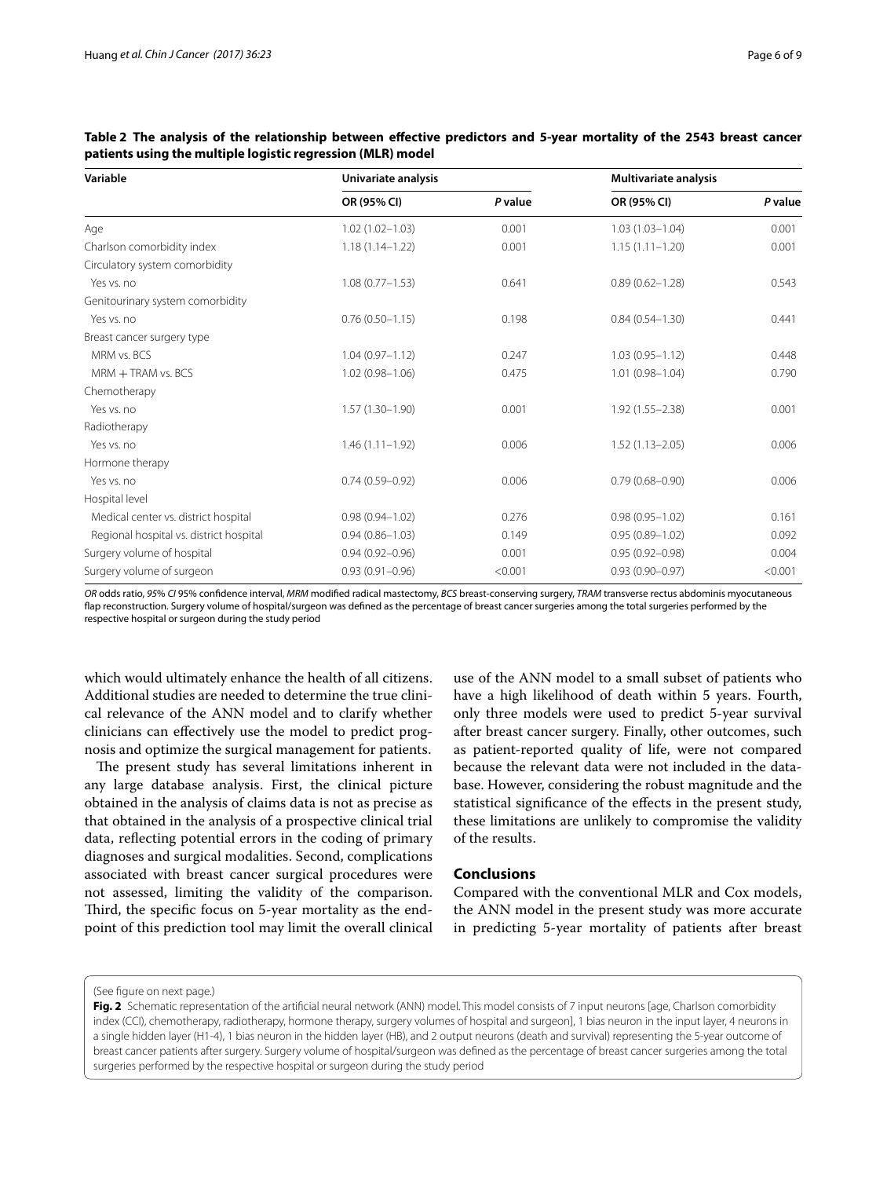**Table 2 The analysis of the relationship between effective predictors and 5-year mortality of the 2543 breast cancer patients using the multiple logistic regression (MLR) model**

| Variable | Univariate analysis | | Multivariate analysis | |
|---|---|---|---|---|
| | OR (95% CI) | *P* value | OR (95% CI) | *P* value |
| Age | 1.02 (1.02–1.03) | 0.001 | 1.03 (1.03–1.04) | 0.001 |
| Charlson comorbidity index | 1.18 (1.14–1.22) | 0.001 | 1.15 (1.11–1.20) | 0.001 |
| Circulatory system comorbidity | | | | |
| Yes vs. no | 1.08 (0.77–1.53) | 0.641 | 0.89 (0.62–1.28) | 0.543 |
| Genitourinary system comorbidity | | | | |
| Yes vs. no | 0.76 (0.50–1.15) | 0.198 | 0.84 (0.54–1.30) | 0.441 |
| Breast cancer surgery type | | | | |
| MRM vs. BCS | 1.04 (0.97–1.12) | 0.247 | 1.03 (0.95–1.12) | 0.448 |
| MRM + TRAM vs. BCS | 1.02 (0.98–1.06) | 0.475 | 1.01 (0.98–1.04) | 0.790 |
| Chemotherapy | | | | |
| Yes vs. no | 1.57 (1.30–1.90) | 0.001 | 1.92 (1.55–2.38) | 0.001 |
| Radiotherapy | | | | |
| Yes vs. no | 1.46 (1.11–1.92) | 0.006 | 1.52 (1.13–2.05) | 0.006 |
| Hormone therapy | | | | |
| Yes vs. no | 0.74 (0.59–0.92) | 0.006 | 0.79 (0.68–0.90) | 0.006 |
| Hospital level | | | | |
| Medical center vs. district hospital | 0.98 (0.94–1.02) | 0.276 | 0.98 (0.95–1.02) | 0.161 |
| Regional hospital vs. district hospital | 0.94 (0.86–1.03) | 0.149 | 0.95 (0.89–1.02) | 0.092 |
| Surgery volume of hospital | 0.94 (0.92–0.96) | 0.001 | 0.95 (0.92–0.98) | 0.004 |
| Surgery volume of surgeon | 0.93 (0.91–0.96) | <0.001 | 0.93 (0.90–0.97) | <0.001 |

*OR* odds ratio, *95% CI* 95% confidence interval, *MRM* modified radical mastectomy, *BCS* breast-conserving surgery, *TRAM* transverse rectus abdominis myocutaneous flap reconstruction. Surgery volume of hospital/surgeon was defined as the percentage of breast cancer surgeries among the total surgeries performed by the respective hospital or surgeon during the study period

which would ultimately enhance the health of all citizens. Additional studies are needed to determine the true clinical relevance of the ANN model and to clarify whether clinicians can effectively use the model to predict prognosis and optimize the surgical management for patients.

The present study has several limitations inherent in any large database analysis. First, the clinical picture obtained in the analysis of claims data is not as precise as that obtained in the analysis of a prospective clinical trial data, reflecting potential errors in the coding of primary diagnoses and surgical modalities. Second, complications associated with breast cancer surgical procedures were not assessed, limiting the validity of the comparison. Third, the specific focus on 5-year mortality as the endpoint of this prediction tool may limit the overall clinical use of the ANN model to a small subset of patients who have a high likelihood of death within 5 years. Fourth, only three models were used to predict 5-year survival after breast cancer surgery. Finally, other outcomes, such as patient-reported quality of life, were not compared because the relevant data were not included in the database. However, considering the robust magnitude and the statistical significance of the effects in the present study, these limitations are unlikely to compromise the validity of the results.

## Conclusions

Compared with the conventional MLR and Cox models, the ANN model in the present study was more accurate in predicting 5-year mortality of patients after breast

(See figure on next page.)

**Fig. 2** Schematic representation of the artificial neural network (ANN) model. This model consists of 7 input neurons [age, Charlson comorbidity index (CCI), chemotherapy, radiotherapy, hormone therapy, surgery volumes of hospital and surgeon], 1 bias neuron in the input layer, 4 neurons in a single hidden layer (H1-4), 1 bias neuron in the hidden layer (HB), and 2 output neurons (death and survival) representing the 5-year outcome of breast cancer patients after surgery. Surgery volume of hospital/surgeon was defined as the percentage of breast cancer surgeries among the total surgeries performed by the respective hospital or surgeon during the study period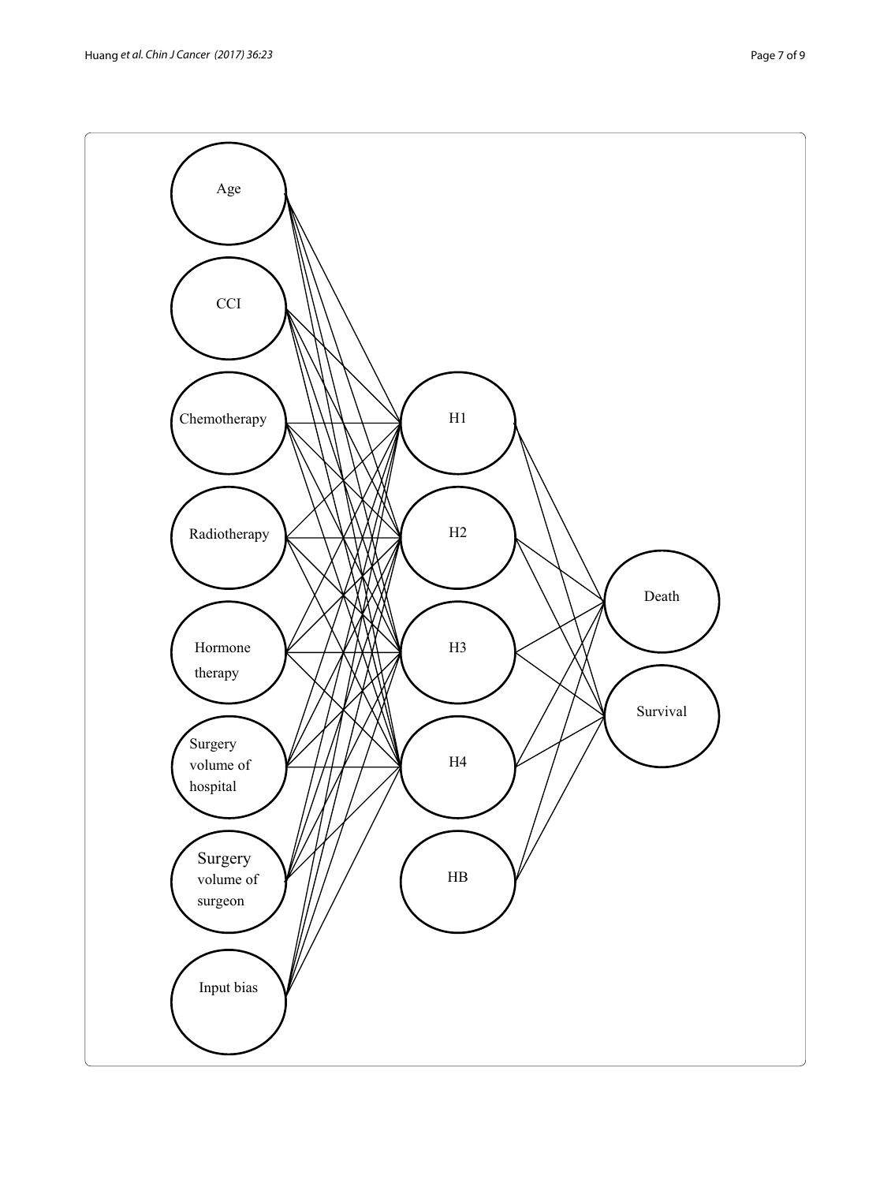Age

CCI

Chemotherapy

Radiotherapy

Hormone therapy

Surgery volume of hospital

Surgery volume of surgeon

Input bias

H1

H2

H3

H4

HB

Death

Survival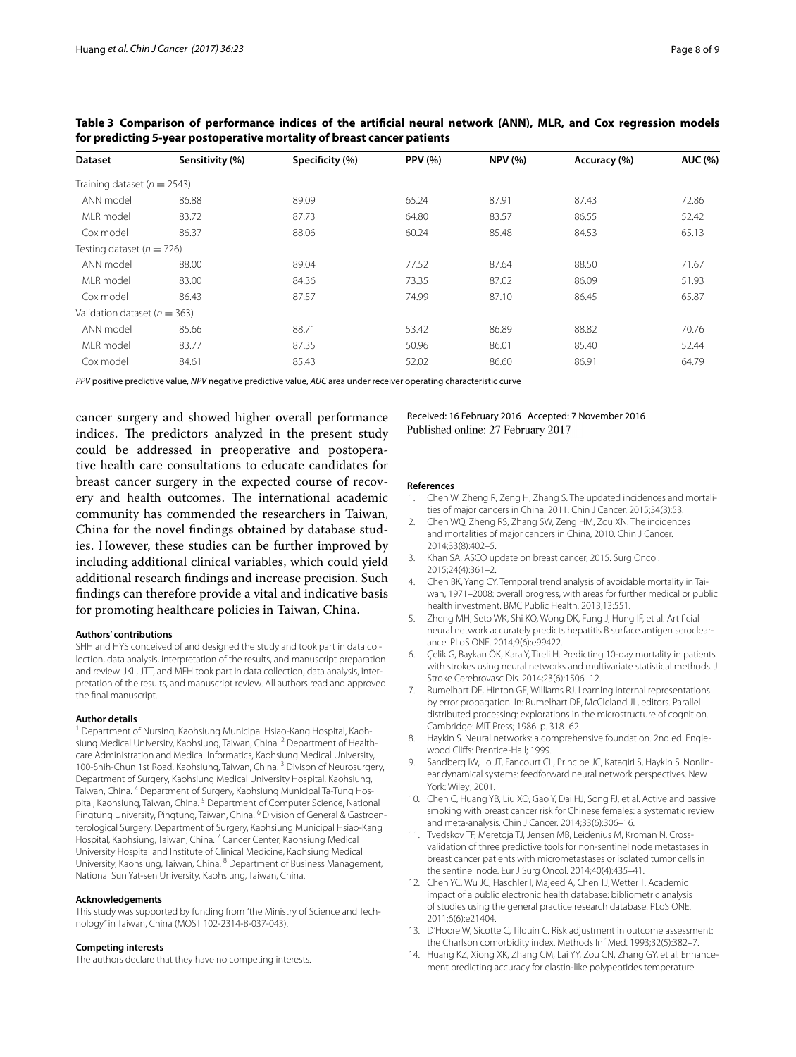**Table 3 Comparison of performance indices of the artificial neural network (ANN), MLR, and Cox regression models for predicting 5-year postoperative mortality of breast cancer patients**

| Dataset | Sensitivity (%) | Specificity (%) | PPV (%) | NPV (%) | Accuracy (%) | AUC (%) |
|---|---|---|---|---|---|---|
| Training dataset ($n = 2543$) | | | | | | |
| ANN model | 86.88 | 89.09 | 65.24 | 87.91 | 87.43 | 72.86 |
| MLR model | 83.72 | 87.73 | 64.80 | 83.57 | 86.55 | 52.42 |
| Cox model | 86.37 | 88.06 | 60.24 | 85.48 | 84.53 | 65.13 |
| Testing dataset ($n = 726$) | | | | | | |
| ANN model | 88.00 | 89.04 | 77.52 | 87.64 | 88.50 | 71.67 |
| MLR model | 83.00 | 84.36 | 73.35 | 87.02 | 86.09 | 51.93 |
| Cox model | 86.43 | 87.57 | 74.99 | 87.10 | 86.45 | 65.87 |
| Validation dataset ($n = 363$) | | | | | | |
| ANN model | 85.66 | 88.71 | 53.42 | 86.89 | 88.82 | 70.76 |
| MLR model | 83.77 | 87.35 | 50.96 | 86.01 | 85.40 | 52.44 |
| Cox model | 84.61 | 85.43 | 52.02 | 86.60 | 86.91 | 64.79 |

*PPV* positive predictive value, *NPV* negative predictive value, *AUC* area under receiver operating characteristic curve

cancer surgery and showed higher overall performance indices. The predictors analyzed in the present study could be addressed in preoperative and postoperative health care consultations to educate candidates for breast cancer surgery in the expected course of recovery and health outcomes. The international academic community has commended the researchers in Taiwan, China for the novel findings obtained by database studies. However, these studies can be further improved by including additional clinical variables, which could yield additional research findings and increase precision. Such findings can therefore provide a vital and indicative basis for promoting healthcare policies in Taiwan, China.

#### Authors' contributions

SHH and HYS conceived of and designed the study and took part in data collection, data analysis, interpretation of the results, and manuscript preparation and review. JKL, JTT, and MFH took part in data collection, data analysis, interpretation of the results, and manuscript review. All authors read and approved the final manuscript.

#### Author details

[1] Department of Nursing, Kaohsiung Municipal Hsiao-Kang Hospital, Kaohsiung Medical University, Kaohsiung, Taiwan, China. [2] Department of Healthcare Administration and Medical Informatics, Kaohsiung Medical University, 100-Shih-Chun 1st Road, Kaohsiung, Taiwan, China. [3] Divison of Neurosurgery, Department of Surgery, Kaohsiung Medical University Hospital, Kaohsiung, Taiwan, China. [4] Department of Surgery, Kaohsiung Municipal Ta-Tung Hospital, Kaohsiung, Taiwan, China. [5] Department of Computer Science, National Pingtung University, Pingtung, Taiwan, China. [6] Division of General & Gastroenterological Surgery, Department of Surgery, Kaohsiung Municipal Hsiao-Kang Hospital, Kaohsiung, Taiwan, China. [7] Cancer Center, Kaohsiung Medical University Hospital and Institute of Clinical Medicine, Kaohsiung Medical University, Kaohsiung, Taiwan, China. [8] Department of Business Management, National Sun Yat-sen University, Kaohsiung, Taiwan, China.

#### Acknowledgements

This study was supported by funding from "the Ministry of Science and Technology" in Taiwan, China (MOST 102-2314-B-037-043).

#### Competing interests

The authors declare that they have no competing interests.

Received: 16 February 2016 Accepted: 7 November 2016
Published online: 27 February 2017

#### References

1. Chen W, Zheng R, Zeng H, Zhang S. The updated incidences and mortalities of major cancers in China, 2011. Chin J Cancer. 2015;34(3):53.
2. Chen WQ, Zheng RS, Zhang SW, Zeng HM, Zou XN. The incidences and mortalities of major cancers in China, 2010. Chin J Cancer. 2014;33(8):402–5.
3. Khan SA. ASCO update on breast cancer, 2015. Surg Oncol. 2015;24(4):361–2.
4. Chen BK, Yang CY. Temporal trend analysis of avoidable mortality in Taiwan, 1971–2008: overall progress, with areas for further medical or public health investment. BMC Public Health. 2013;13:551.
5. Zheng MH, Seto WK, Shi KQ, Wong DK, Fung J, Hung IF, et al. Artificial neural network accurately predicts hepatitis B surface antigen seroclearance. PLoS ONE. 2014;9(6):e99422.
6. Çelik G, Baykan ÖK, Kara Y, Tireli H. Predicting 10-day mortality in patients with strokes using neural networks and multivariate statistical methods. J Stroke Cerebrovasc Dis. 2014;23(6):1506–12.
7. Rumelhart DE, Hinton GE, Williams RJ. Learning internal representations by error propagation. In: Rumelhart DE, McCleland JL, editors. Parallel distributed processing: explorations in the microstructure of cognition. Cambridge: MIT Press; 1986. p. 318–62.
8. Haykin S. Neural networks: a comprehensive foundation. 2nd ed. Englewood Cliffs: Prentice-Hall; 1999.
9. Sandberg IW, Lo JT, Fancourt CL, Principe JC, Katagiri S, Haykin S. Nonlinear dynamical systems: feedforward neural network perspectives. New York: Wiley; 2001.
10. Chen C, Huang YB, Liu XO, Gao Y, Dai HJ, Song FJ, et al. Active and passive smoking with breast cancer risk for Chinese females: a systematic review and meta-analysis. Chin J Cancer. 2014;33(6):306–16.
11. Tvedskov TF, Meretoja TJ, Jensen MB, Leidenius M, Kroman N. Cross-validation of three predictive tools for non-sentinel node metastases in breast cancer patients with micrometastases or isolated tumor cells in the sentinel node. Eur J Surg Oncol. 2014;40(4):435–41.
12. Chen YC, Wu JC, Haschler I, Majeed A, Chen TJ, Wetter T. Academic impact of a public electronic health database: bibliometric analysis of studies using the general practice research database. PLoS ONE. 2011;6(6):e21404.
13. D'Hoore W, Sicotte C, Tilquin C. Risk adjustment in outcome assessment: the Charlson comorbidity index. Methods Inf Med. 1993;32(5):382–7.
14. Huang KZ, Xiong XK, Zhang CM, Lai YY, Zou CN, Zhang GY, et al. Enhancement predicting accuracy for elastin-like polypeptides temperature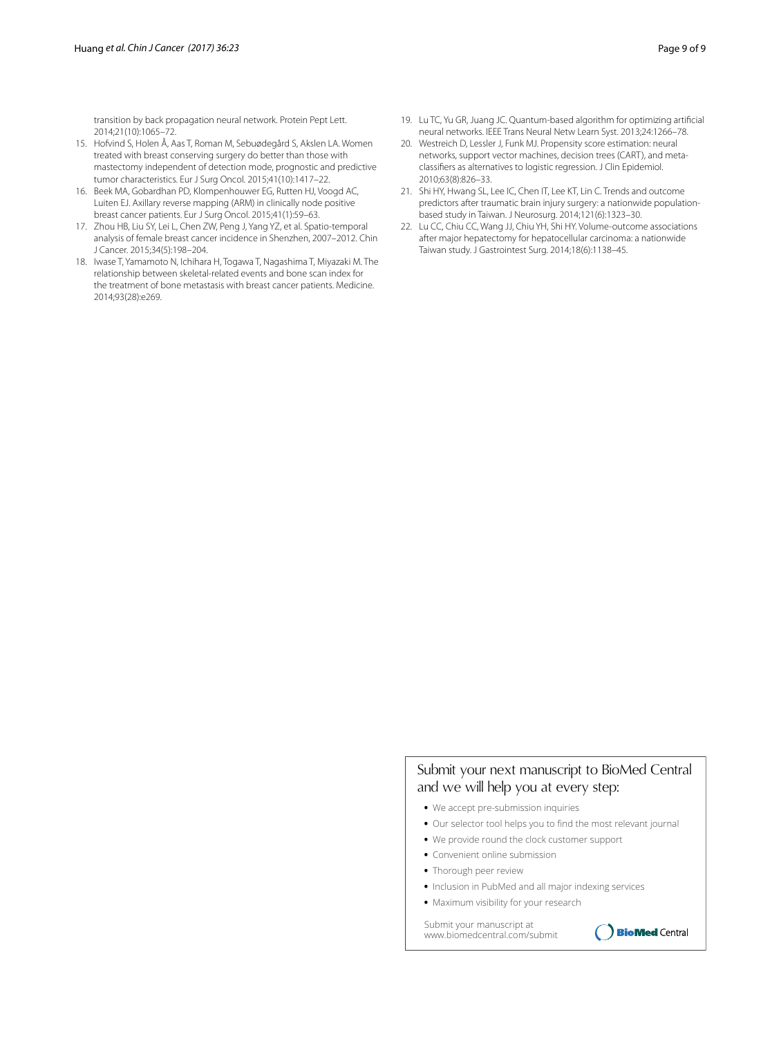transition by back propagation neural network. Protein Pept Lett. 2014;21(10):1065–72.

15. Hofvind S, Holen Å, Aas T, Roman M, Sebuødegård S, Akslen LA. Women treated with breast conserving surgery do better than those with mastectomy independent of detection mode, prognostic and predictive tumor characteristics. Eur J Surg Oncol. 2015;41(10):1417–22.
16. Beek MA, Gobardhan PD, Klompenhouwer EG, Rutten HJ, Voogd AC, Luiten EJ. Axillary reverse mapping (ARM) in clinically node positive breast cancer patients. Eur J Surg Oncol. 2015;41(1):59–63.
17. Zhou HB, Liu SY, Lei L, Chen ZW, Peng J, Yang YZ, et al. Spatio-temporal analysis of female breast cancer incidence in Shenzhen, 2007–2012. Chin J Cancer. 2015;34(5):198–204.
18. Iwase T, Yamamoto N, Ichihara H, Togawa T, Nagashima T, Miyazaki M. The relationship between skeletal-related events and bone scan index for the treatment of bone metastasis with breast cancer patients. Medicine. 2014;93(28):e269.
19. Lu TC, Yu GR, Juang JC. Quantum-based algorithm for optimizing artificial neural networks. IEEE Trans Neural Netw Learn Syst. 2013;24:1266–78.
20. Westreich D, Lessler J, Funk MJ. Propensity score estimation: neural networks, support vector machines, decision trees (CART), and meta-classifiers as alternatives to logistic regression. J Clin Epidemiol. 2010;63(8):826–33.
21. Shi HY, Hwang SL, Lee IC, Chen IT, Lee KT, Lin C. Trends and outcome predictors after traumatic brain injury surgery: a nationwide population-based study in Taiwan. J Neurosurg. 2014;121(6):1323–30.
22. Lu CC, Chiu CC, Wang JJ, Chiu YH, Shi HY. Volume-outcome associations after major hepatectomy for hepatocellular carcinoma: a nationwide Taiwan study. J Gastrointest Surg. 2014;18(6):1138–45.

Submit your next manuscript to BioMed Central and we will help you at every step:

- We accept pre-submission inquiries
- Our selector tool helps you to find the most relevant journal
- We provide round the clock customer support
- Convenient online submission
- Thorough peer review
- Inclusion in PubMed and all major indexing services
- Maximum visibility for your research

Submit your manuscript at www.biomedcentral.com/submit

BioMed Central